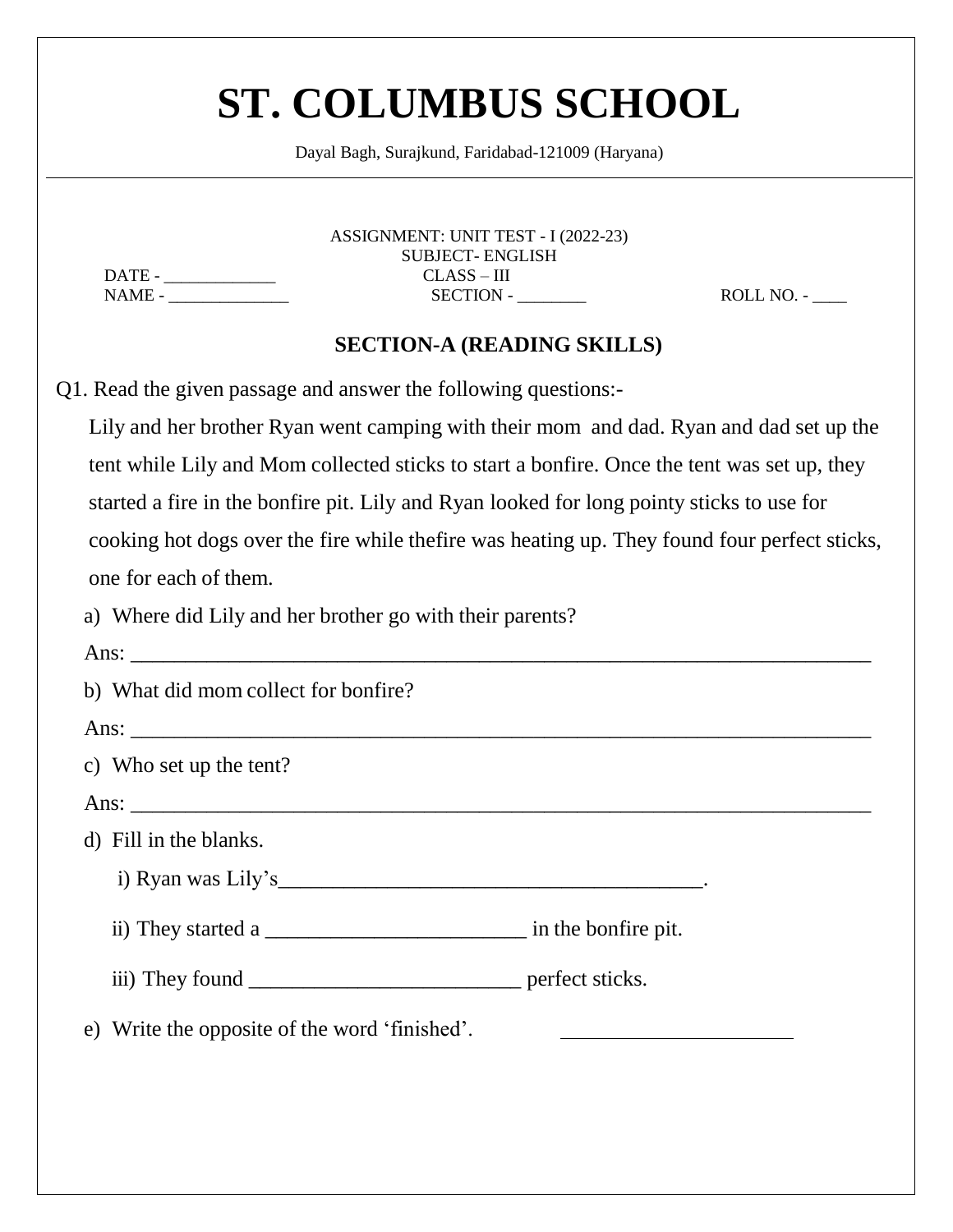# ST. COLUMBUS SCHOOL

Dayal Bagh, Surajkund, Faridabad-121009 (Haryana)

ASSIGNMENT: UNIT TEST - I (2022-23)
SUBJECT- ENGLISH

DATE - _____________ CLASS – III

NAME - ______________ SECTION - ________ ROLL NO. - ____

## SECTION-A (READING SKILLS)

Q1. Read the given passage and answer the following questions:-

Lily and her brother Ryan went camping with their mom and dad. Ryan and dad set up the tent while Lily and Mom collected sticks to start a bonfire. Once the tent was set up, they started a fire in the bonfire pit. Lily and Ryan looked for long pointy sticks to use for cooking hot dogs over the fire while thefire was heating up. They found four perfect sticks, one for each of them.

a) Where did Lily and her brother go with their parents?

Ans: ______________________________________________________________________

b) What did mom collect for bonfire?

Ans: ______________________________________________________________________

c) Who set up the tent?

Ans: ______________________________________________________________________

d) Fill in the blanks.

i) Ryan was Lily's________________________________________.

ii) They started a ________________________ in the bonfire pit.

iii) They found _________________________ perfect sticks.

e) Write the opposite of the word 'finished'. ______________________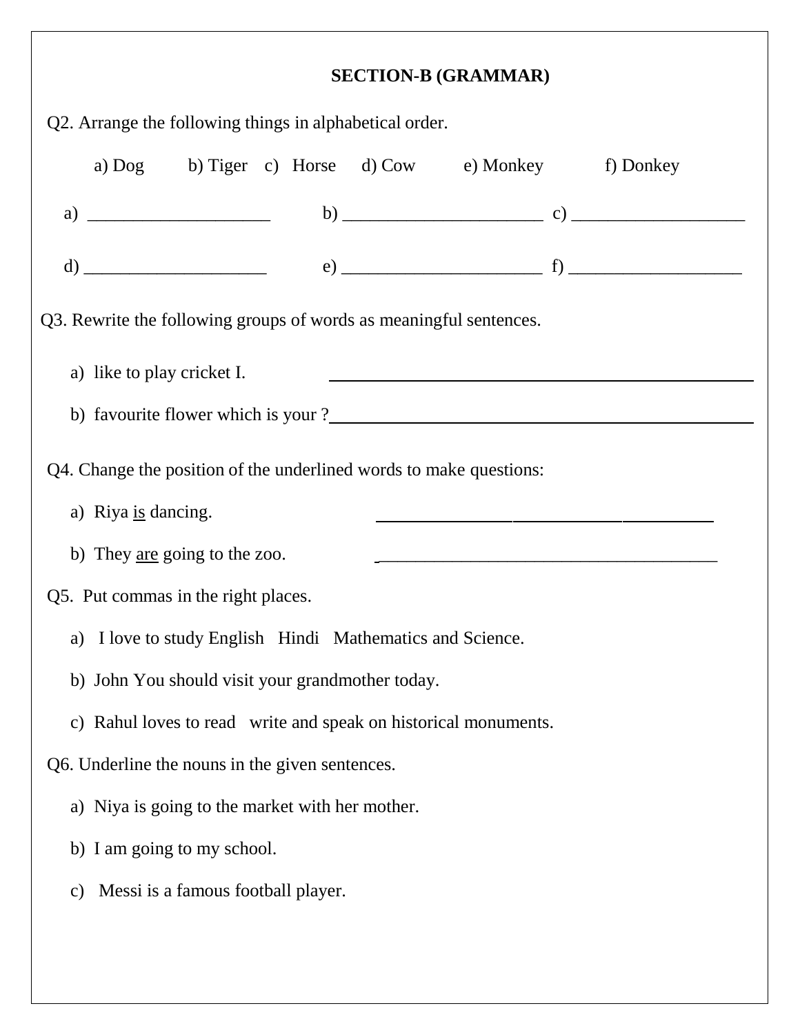## SECTION-B (GRAMMAR)

Q2. Arrange the following things in alphabetical order.

a) Dog  b) Tiger  c) Horse  d) Cow  e) Monkey  f) Donkey

a) ____________________  b) ______________________  c) ___________________

d) ____________________  e) ______________________  f) ___________________

Q3. Rewrite the following groups of words as meaningful sentences.

a) like to play cricket I. ______________________________________________

b) favourite flower which is your ?______________________________________________

Q4. Change the position of the underlined words to make questions:

a) Riya <u>is</u> dancing. ______________________________________

b) They <u>are</u> going to the zoo. ______________________________________

Q5. Put commas in the right places.

a) I love to study English Hindi Mathematics and Science.

b) John You should visit your grandmother today.

c) Rahul loves to read write and speak on historical monuments.

Q6. Underline the nouns in the given sentences.

a) Niya is going to the market with her mother.

b) I am going to my school.

c) Messi is a famous football player.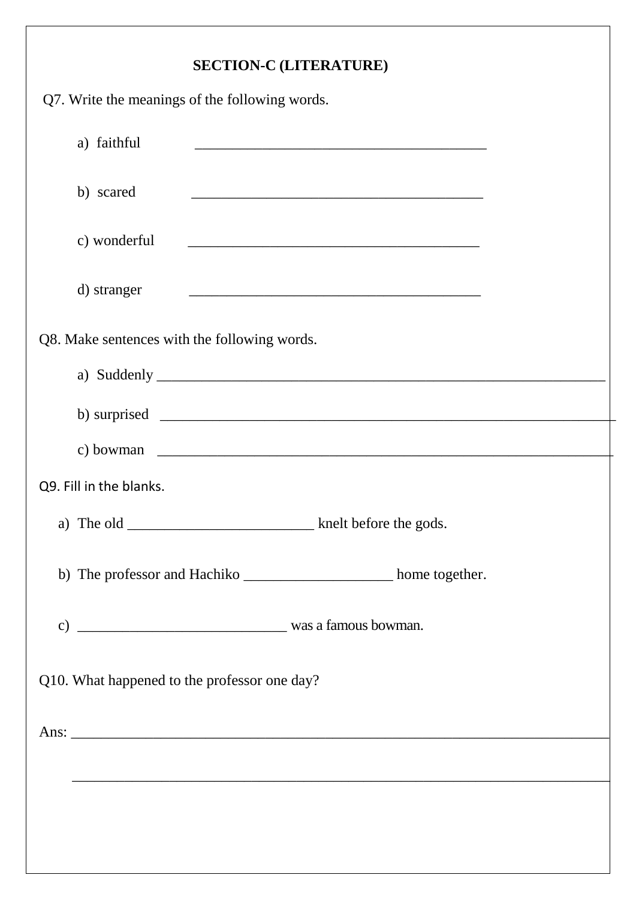## SECTION-C (LITERATURE)

Q7. Write the meanings of the following words.

a) faithful ________________________________________

b) scared ________________________________________

c) wonderful ________________________________________

d) stranger ________________________________________

Q8. Make sentences with the following words.

a) Suddenly ________________________________________________________________

b) surprised ________________________________________________________________

c) bowman ________________________________________________________________

Q9. Fill in the blanks.

a) The old _________________________ knelt before the gods.

b) The professor and Hachiko ____________________ home together.

c) _____________________________ was a famous bowman.

Q10. What happened to the professor one day?

Ans: ___________________________________________________________________________

___________________________________________________________________________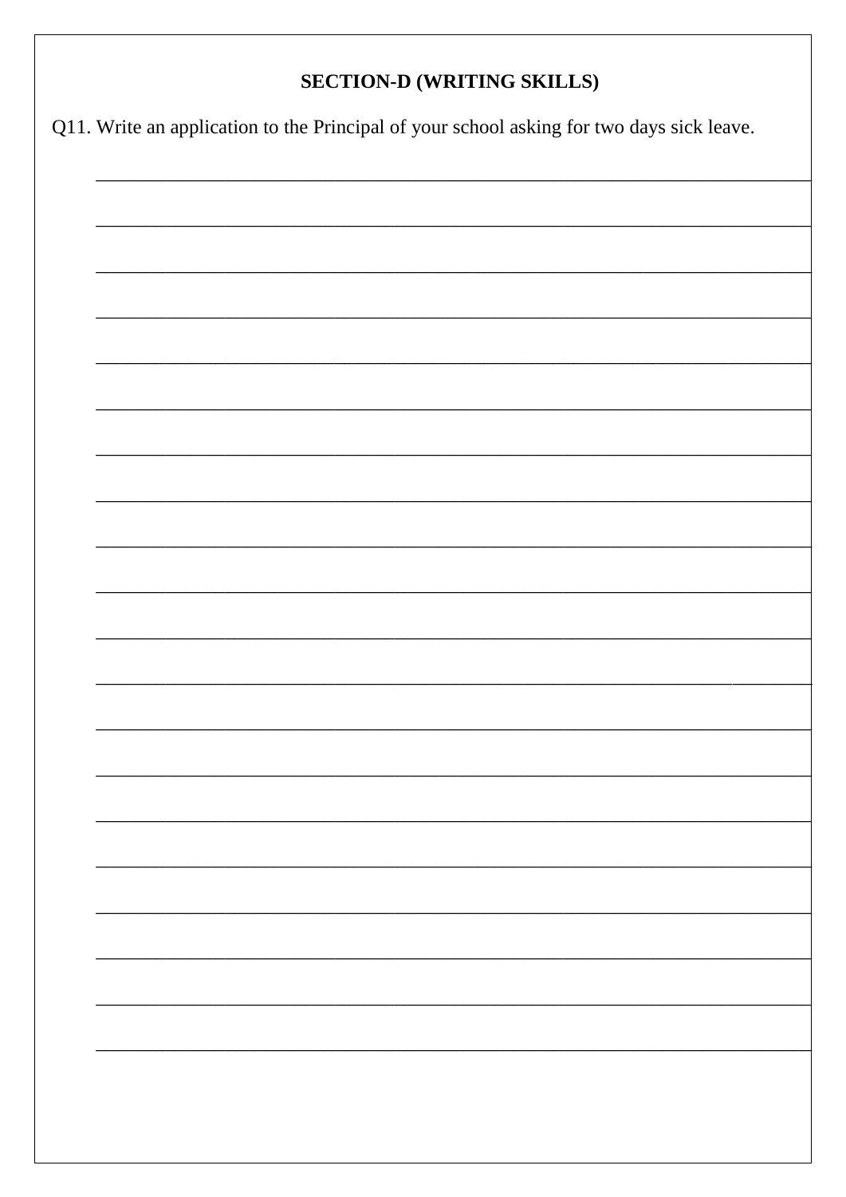## SECTION-D (WRITING SKILLS)

Q11. Write an application to the Principal of your school asking for two days sick leave.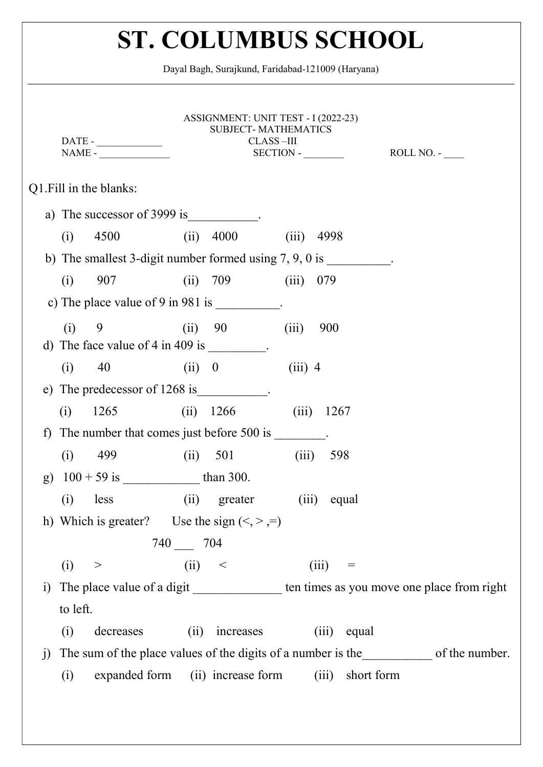# ST. COLUMBUS SCHOOL

Dayal Bagh, Surajkund, Faridabad-121009 (Haryana)

ASSIGNMENT: UNIT TEST - I (2022-23)
SUBJECT- MATHEMATICS

DATE - ____________ CLASS –III

NAME - ______________ SECTION - ________ ROLL NO. - ____

Q1.Fill in the blanks:

a) The successor of 3999 is___________.

(i) 4500 (ii) 4000 (iii) 4998

b) The smallest 3-digit number formed using 7, 9, 0 is __________.

(i) 907 (ii) 709 (iii) 079

c) The place value of 9 in 981 is __________.

(i) 9 (ii) 90 (iii) 900

d) The face value of 4 in 409 is _________.

(i) 40 (ii) 0 (iii) 4

e) The predecessor of 1268 is___________.

(i) 1265 (ii) 1266 (iii) 1267

f) The number that comes just before 500 is ________.

(i) 499 (ii) 501 (iii) 598

g) 100 + 59 is ____________ than 300.

(i) less (ii) greater (iii) equal

h) Which is greater? Use the sign (<, > ,=)

740 ___ 704

(i) > (ii) < (iii) =

i) The place value of a digit ______________ ten times as you move one place from right to left.

(i) decreases (ii) increases (iii) equal

j) The sum of the place values of the digits of a number is the___________ of the number.

(i) expanded form (ii) increase form (iii) short form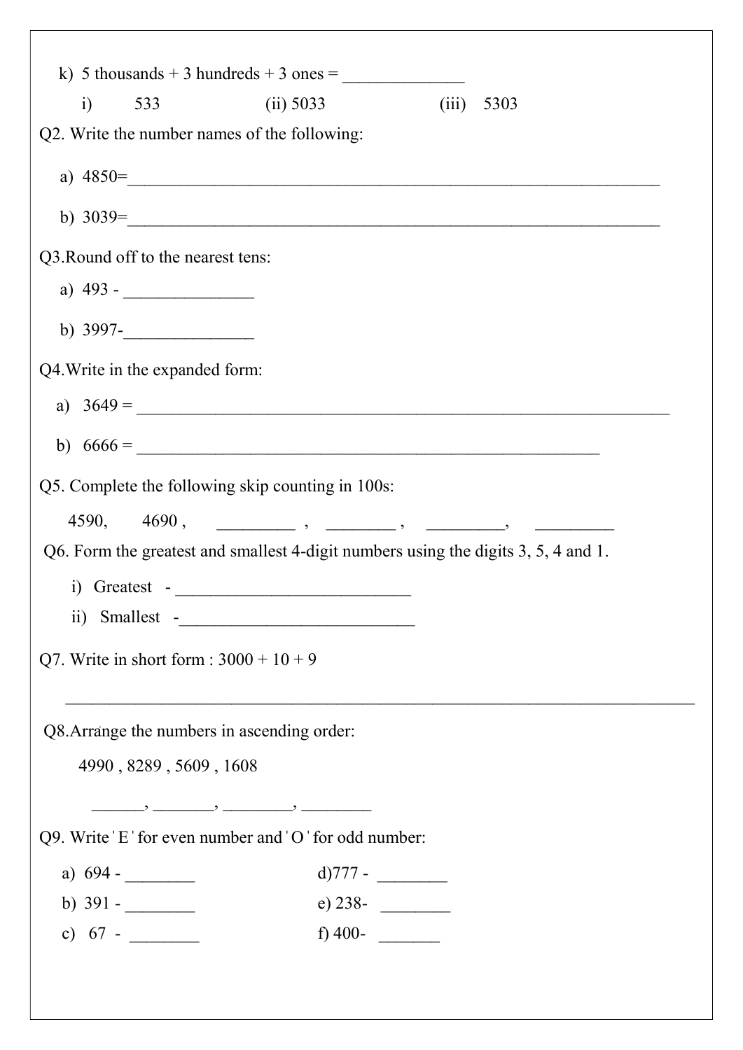k) 5 thousands + 3 hundreds + 3 ones = ______________

i) 533 (ii) 5033 (iii) 5303

Q2. Write the number names of the following:

a) 4850=_________________________________________________________________

b) 3039=_________________________________________________________________

Q3.Round off to the nearest tens:

a) 493 - _______________

b) 3997-_______________

Q4.Write in the expanded form:

a) 3649 = _________________________________________________________________

b) 6666 = ________________________________________________________

Q5. Complete the following skip counting in 100s:

4590, 4690 , _________ , ________ , _________, _________

Q6. Form the greatest and smallest 4-digit numbers using the digits 3, 5, 4 and 1.

i) Greatest - ___________________________

ii) Smallest -___________________________

Q7. Write in short form : 3000 + 10 + 9

_____________________________________________________________________________

Q8.Arrange the numbers in ascending order:

4990 , 8289 , 5609 , 1608

______, _______, ________, ________

Q9. Write ' E ' for even number and ' O ' for odd number:

a) 694 - ________

b) 391 - ________

c) 67 - ________

d)777 - ________

e) 238- ________

f) 400- _______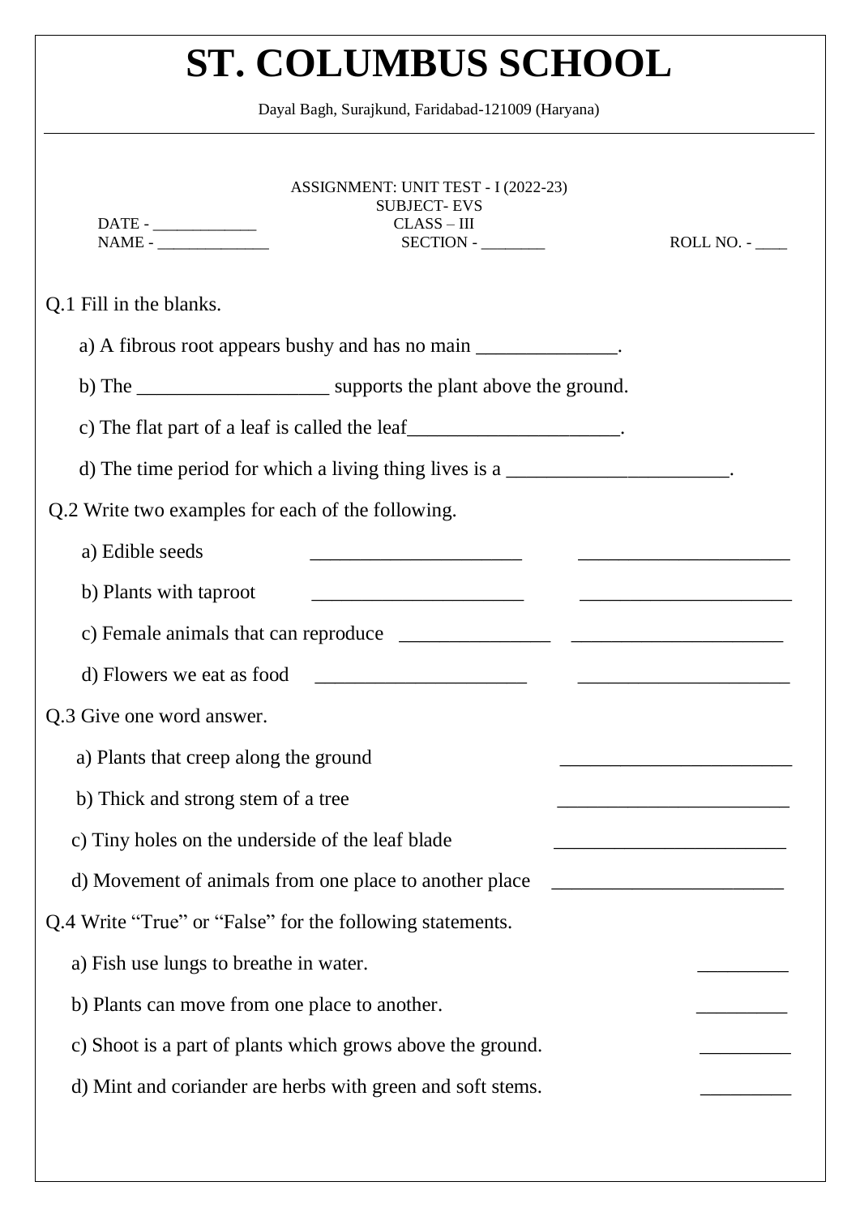# ST. COLUMBUS SCHOOL

Dayal Bagh, Surajkund, Faridabad-121009 (Haryana)

ASSIGNMENT: UNIT TEST - I (2022-23)
SUBJECT- EVS
CLASS – III

DATE - _____________
NAME - ______________ SECTION - ________ ROLL NO. - ____

Q.1 Fill in the blanks.

a) A fibrous root appears bushy and has no main ______________.

b) The ___________________ supports the plant above the ground.

c) The flat part of a leaf is called the leaf_____________________.

d) The time period for which a living thing lives is a ______________________.

Q.2 Write two examples for each of the following.

a) Edible seeds _____________________ _____________________

b) Plants with taproot _____________________ _____________________

c) Female animals that can reproduce _______________ _____________________

d) Flowers we eat as food _____________________ _____________________

Q.3 Give one word answer.

a) Plants that creep along the ground _______________________

b) Thick and strong stem of a tree _______________________

c) Tiny holes on the underside of the leaf blade _______________________

d) Movement of animals from one place to another place _______________________

Q.4 Write "True" or "False" for the following statements.

a) Fish use lungs to breathe in water. _________

b) Plants can move from one place to another. _________

c) Shoot is a part of plants which grows above the ground. _________

d) Mint and coriander are herbs with green and soft stems. _________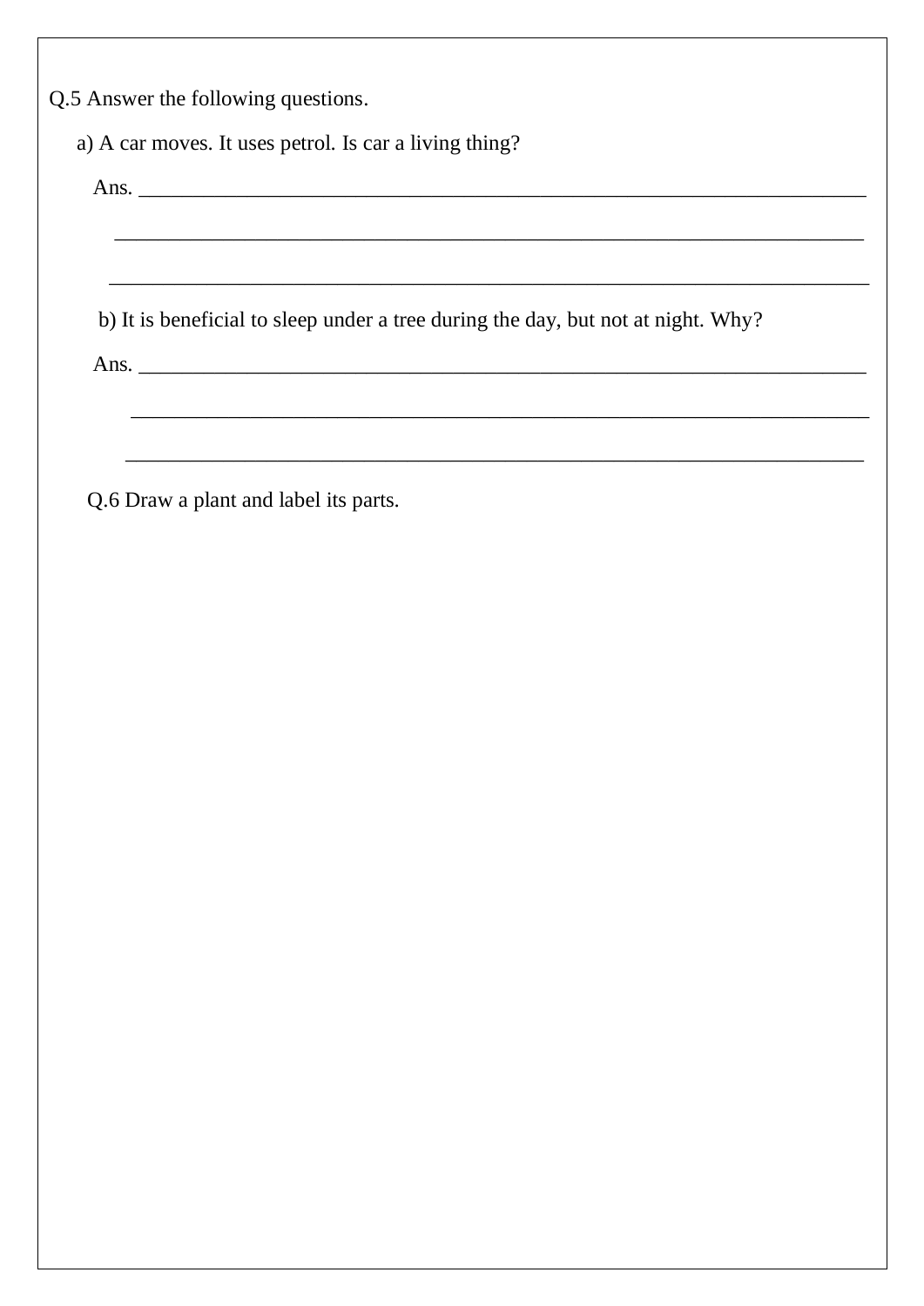Q.5 Answer the following questions.

a) A car moves. It uses petrol. Is car a living thing?

Ans. ___________________________________________________________________________

___________________________________________________________________________

___________________________________________________________________________

b) It is beneficial to sleep under a tree during the day, but not at night. Why?

Ans. ___________________________________________________________________________

___________________________________________________________________________

___________________________________________________________________________

Q.6 Draw a plant and label its parts.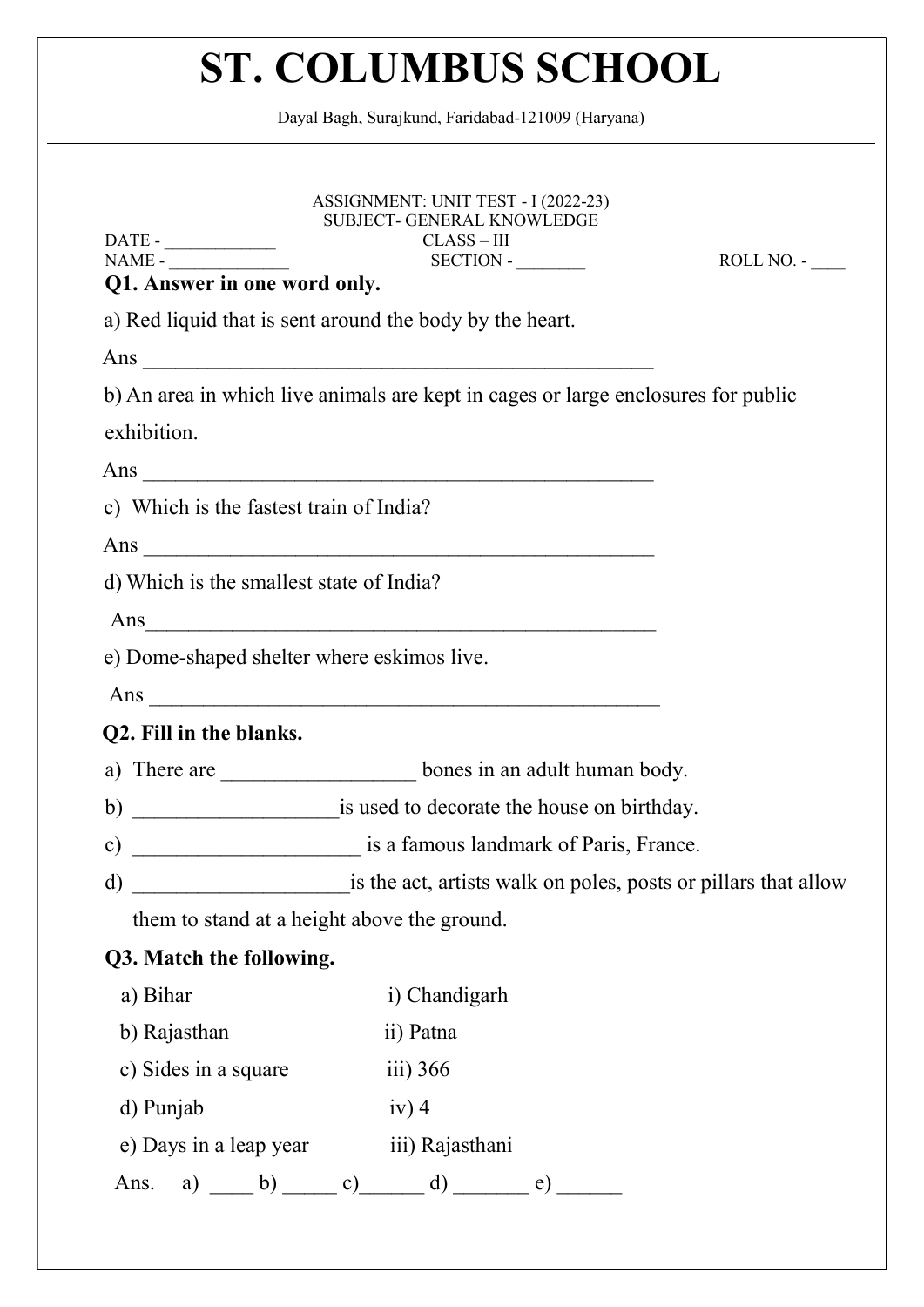# ST. COLUMBUS SCHOOL

Dayal Bagh, Surajkund, Faridabad-121009 (Haryana)

ASSIGNMENT: UNIT TEST - I (2022-23)
SUBJECT- GENERAL KNOWLEDGE

DATE - ____________ CLASS – III
NAME - _____________ SECTION - ________ ROLL NO. - ____

**Q1. Answer in one word only.**

a) Red liquid that is sent around the body by the heart.

Ans ________________________________________________

b) An area in which live animals are kept in cages or large enclosures for public exhibition.

Ans ________________________________________________

c) Which is the fastest train of India?

Ans ________________________________________________

d) Which is the smallest state of India?

Ans ________________________________________________

e) Dome-shaped shelter where eskimos live.

Ans ________________________________________________

**Q2. Fill in the blanks.**

a) There are _________________ bones in an adult human body.

b) __________________is used to decorate the house on birthday.

c) ____________________ is a famous landmark of Paris, France.

d) ___________________is the act, artists walk on poles, posts or pillars that allow them to stand at a height above the ground.

**Q3. Match the following.**

| | |
|---|---|
| a) Bihar | i) Chandigarh |
| b) Rajasthan | ii) Patna |
| c) Sides in a square | iii) 366 |
| d) Punjab | iv) 4 |
| e) Days in a leap year | iii) Rajasthani |

Ans. a) ____ b) _____ c)______ d) _______ e) ______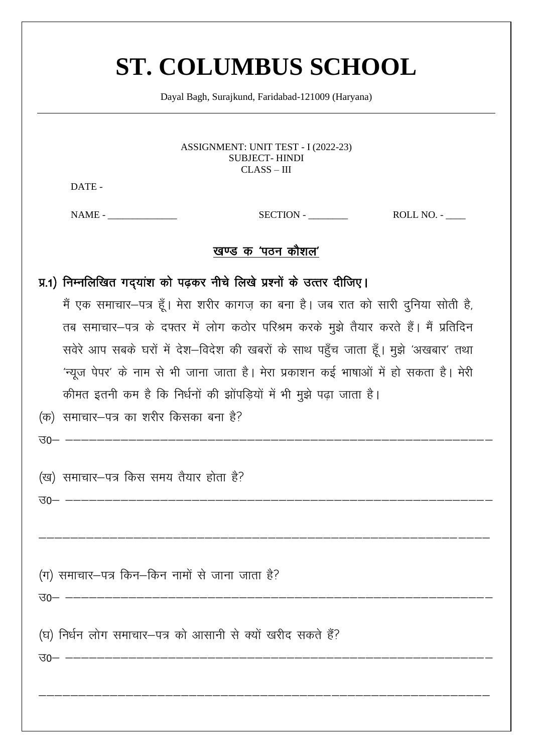# ST. COLUMBUS SCHOOL

Dayal Bagh, Surajkund, Faridabad-121009 (Haryana)

---

ASSIGNMENT: UNIT TEST - I (2022-23)
SUBJECT- HINDI
CLASS – III

DATE -

NAME - ______________ SECTION - ________ ROLL NO. - ____

## खण्ड क 'पठन कौशल'

**प्र.1) निम्नलिखित गद्यांश को पढ़कर नीचे लिखे प्रश्नों के उत्तर दीजिए।**

मैं एक समाचार–पत्र हूँ। मेरा शरीर कागज़ का बना है। जब रात को सारी दुनिया सोती है, तब समाचार–पत्र के दफ्तर में लोग कठोर परिश्रम करके मुझे तैयार करते हैं। मैं प्रतिदिन सवेरे आप सबके घरों में देश–विदेश की खबरों के साथ पहुँच जाता हूँ। मुझे 'अखबार' तथा 'न्यूज पेपर' के नाम से भी जाना जाता है। मेरा प्रकाशन कई भाषाओं में हो सकता है। मेरी कीमत इतनी कम है कि निर्धनों की झोंपड़ियों में भी मुझे पढ़ा जाता है।

(क) समाचार–पत्र का शरीर किसका बना है?

उ0– ____________________________________________________________

(ख) समाचार–पत्र किस समय तैयार होता है?

उ0– ____________________________________________________________

________________________________________________________________

(ग) समाचार–पत्र किन–किन नामों से जाना जाता है?

उ0– ____________________________________________________________

(घ) निर्धन लोग समाचार–पत्र को आसानी से क्यों खरीद सकते हैं?

उ0– ____________________________________________________________

________________________________________________________________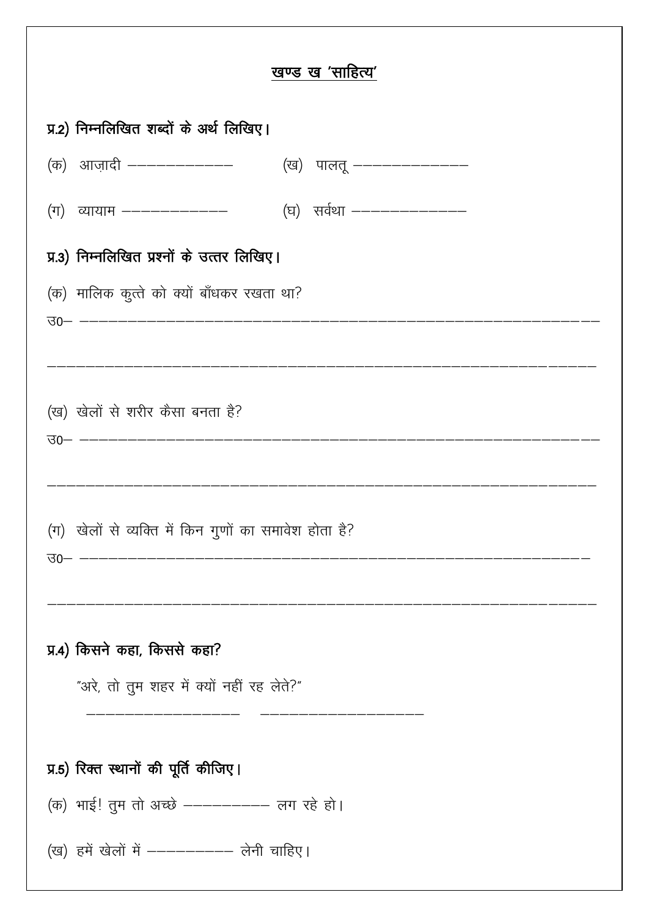## खण्ड ख 'साहित्य'

**प्र.2) निम्नलिखित शब्दों के अर्थ लिखिए।**

(क) आज़ादी ————————  (ख) पालतू ————————

(ग) व्यायाम ————————  (घ) सर्वथा ————————

**प्र.3) निम्नलिखित प्रश्नों के उत्तर लिखिए।**

(क) मालिक कुत्ते को क्यों बाँधकर रखता था?

उ0– ——————————————————————————————

——————————————————————————————————

(ख) खेलों से शरीर कैसा बनता है?

उ0– ——————————————————————————————

——————————————————————————————————

(ग) खेलों से व्यक्ति में किन गुणों का समावेश होता है?

उ0– ——————————————————————————————

——————————————————————————————————

**प्र.4) किसने कहा, किससे कहा?**

"अरे, तो तुम शहर में क्यों नहीं रह लेते?"

————————————  ————————————

**प्र.5) रिक्त स्थानों की पूर्ति कीजिए।**

(क) भाई! तुम तो अच्छे —————— लग रहे हो।

(ख) हमें खेलों में —————— लेनी चाहिए।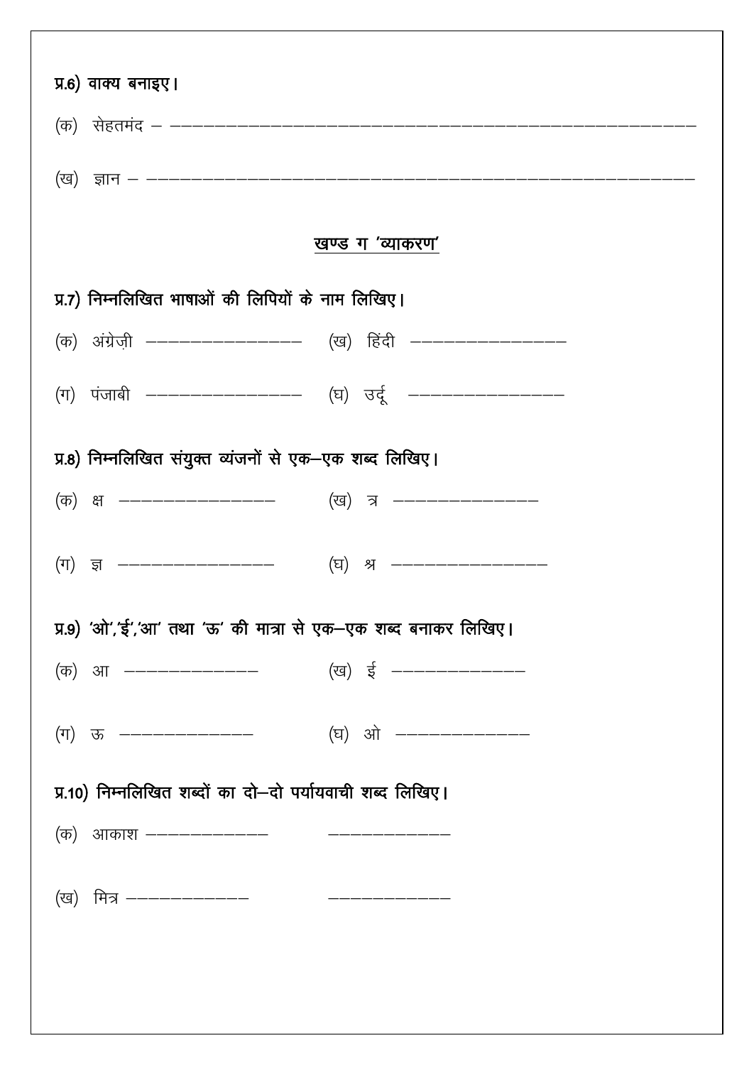प्र.6) वाक्य बनाइए।

(क) सेहतमंद – ——————————————————————————

(ख) ज्ञान – ——————————————————————————

## खण्ड ग 'व्याकरण'

प्र.7) निम्नलिखित भाषाओं की लिपियों के नाम लिखिए।

(क) अंग्रेज़ी ————————  (ख) हिंदी ————————

(ग) पंजाबी ————————  (घ) उर्दू ————————

प्र.8) निम्नलिखित संयुक्त व्यंजनों से एक–एक शब्द लिखिए।

(क) क्ष ————————  (ख) त्र ————————

(ग) ज्ञ ————————  (घ) श्र ————————

प्र.9) 'ओ','ई','आ' तथा 'ऊ' की मात्रा से एक–एक शब्द बनाकर लिखिए।

(क) आ ——————  (ख) ई ——————

(ग) ऊ ——————  (घ) ओ ——————

प्र.10) निम्नलिखित शब्दों का दो–दो पर्यायवाची शब्द लिखिए।

(क) आकाश ——————  ——————

(ख) मित्र ——————  ——————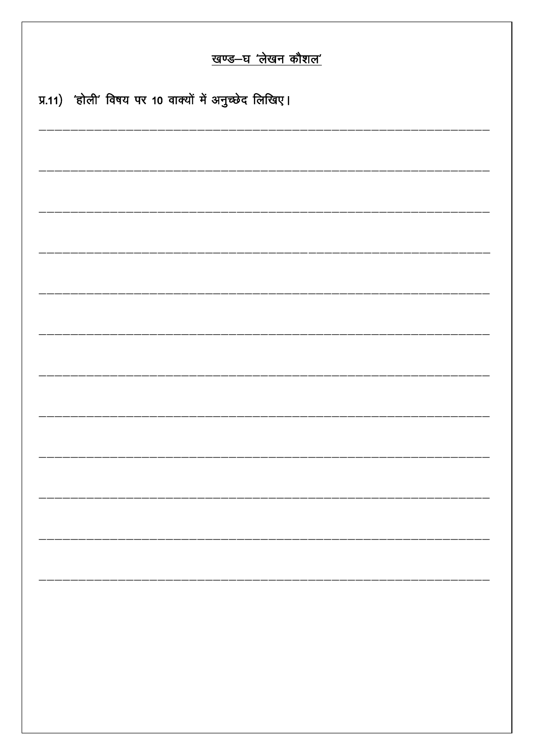## खण्ड–घ 'लेखन कौशल'

प्र.11) 'होली' विषय पर 10 वाक्यों में अनुच्छेद लिखिए।

______________________________________________________________________

______________________________________________________________________

______________________________________________________________________

______________________________________________________________________

______________________________________________________________________

______________________________________________________________________

______________________________________________________________________

______________________________________________________________________

______________________________________________________________________

______________________________________________________________________

______________________________________________________________________

______________________________________________________________________